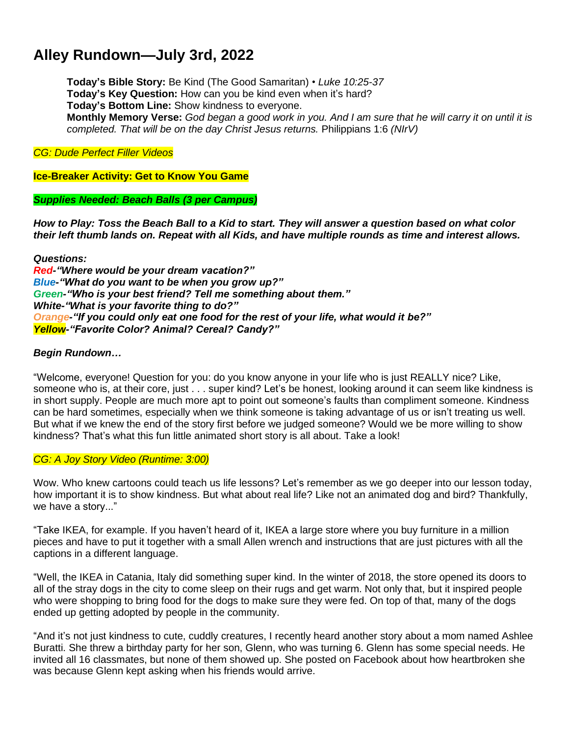# Alley Rundown—July 3rd, 2022

**Today's Bible Story:** Be Kind (The Good Samaritan) • *Luke 10:25-37*
**Today's Key Question:** How can you be kind even when it's hard?
**Today's Bottom Line:** Show kindness to everyone.
**Monthly Memory Verse:** *God began a good work in you. And I am sure that he will carry it on until it is completed. That will be on the day Christ Jesus returns.* Philippians 1:6 *(NIrV)*

*CG: Dude Perfect Filler Videos*

**Ice-Breaker Activity: Get to Know You Game**

***Supplies Needed: Beach Balls (3 per Campus)***

***How to Play: Toss the Beach Ball to a Kid to start. They will answer a question based on what color their left thumb lands on. Repeat with all Kids, and have multiple rounds as time and interest allows.***

***Questions:***
***Red-"Where would be your dream vacation?"***
***Blue-"What do you want to be when you grow up?"***
***Green-"Who is your best friend? Tell me something about them."***
***White-"What is your favorite thing to do?"***
***Orange-"If you could only eat one food for the rest of your life, what would it be?"***
***Yellow-"Favorite Color? Animal? Cereal? Candy?"***

***Begin Rundown…***

"Welcome, everyone! Question for you: do you know anyone in your life who is just REALLY nice? Like, someone who is, at their core, just . . . super kind? Let's be honest, looking around it can seem like kindness is in short supply. People are much more apt to point out someone's faults than compliment someone. Kindness can be hard sometimes, especially when we think someone is taking advantage of us or isn't treating us well. But what if we knew the end of the story first before we judged someone? Would we be more willing to show kindness? That's what this fun little animated short story is all about. Take a look!

*CG: A Joy Story Video (Runtime: 3:00)*

Wow. Who knew cartoons could teach us life lessons? Let's remember as we go deeper into our lesson today, how important it is to show kindness. But what about real life? Like not an animated dog and bird? Thankfully, we have a story..."

"Take IKEA, for example. If you haven't heard of it, IKEA a large store where you buy furniture in a million pieces and have to put it together with a small Allen wrench and instructions that are just pictures with all the captions in a different language.

"Well, the IKEA in Catania, Italy did something super kind. In the winter of 2018, the store opened its doors to all of the stray dogs in the city to come sleep on their rugs and get warm. Not only that, but it inspired people who were shopping to bring food for the dogs to make sure they were fed. On top of that, many of the dogs ended up getting adopted by people in the community.

"And it's not just kindness to cute, cuddly creatures, I recently heard another story about a mom named Ashlee Buratti. She threw a birthday party for her son, Glenn, who was turning 6. Glenn has some special needs. He invited all 16 classmates, but none of them showed up. She posted on Facebook about how heartbroken she was because Glenn kept asking when his friends would arrive.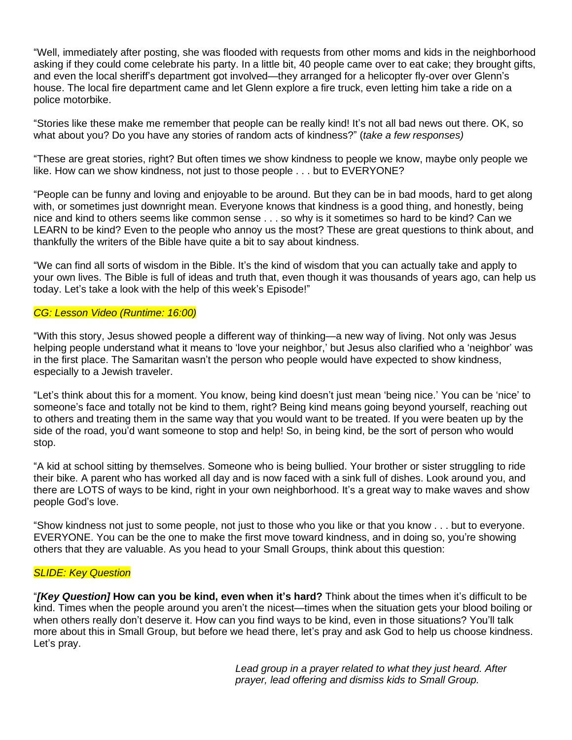"Well, immediately after posting, she was flooded with requests from other moms and kids in the neighborhood asking if they could come celebrate his party. In a little bit, 40 people came over to eat cake; they brought gifts, and even the local sheriff's department got involved—they arranged for a helicopter fly-over over Glenn's house. The local fire department came and let Glenn explore a fire truck, even letting him take a ride on a police motorbike.

"Stories like these make me remember that people can be really kind! It's not all bad news out there. OK, so what about you? Do you have any stories of random acts of kindness?" (*take a few responses)*

"These are great stories, right? But often times we show kindness to people we know, maybe only people we like. How can we show kindness, not just to those people . . . but to EVERYONE?

"People can be funny and loving and enjoyable to be around. But they can be in bad moods, hard to get along with, or sometimes just downright mean. Everyone knows that kindness is a good thing, and honestly, being nice and kind to others seems like common sense . . . so why is it sometimes so hard to be kind? Can we LEARN to be kind? Even to the people who annoy us the most? These are great questions to think about, and thankfully the writers of the Bible have quite a bit to say about kindness.

"We can find all sorts of wisdom in the Bible. It's the kind of wisdom that you can actually take and apply to your own lives. The Bible is full of ideas and truth that, even though it was thousands of years ago, can help us today. Let's take a look with the help of this week's Episode!"

*CG: Lesson Video (Runtime: 16:00)*

"With this story, Jesus showed people a different way of thinking—a new way of living. Not only was Jesus helping people understand what it means to 'love your neighbor,' but Jesus also clarified who a 'neighbor' was in the first place. The Samaritan wasn't the person who people would have expected to show kindness, especially to a Jewish traveler.

"Let's think about this for a moment. You know, being kind doesn't just mean 'being nice.' You can be 'nice' to someone's face and totally not be kind to them, right? Being kind means going beyond yourself, reaching out to others and treating them in the same way that you would want to be treated. If you were beaten up by the side of the road, you'd want someone to stop and help! So, in being kind, be the sort of person who would stop.

"A kid at school sitting by themselves. Someone who is being bullied. Your brother or sister struggling to ride their bike. A parent who has worked all day and is now faced with a sink full of dishes. Look around you, and there are LOTS of ways to be kind, right in your own neighborhood. It's a great way to make waves and show people God's love.

"Show kindness not just to some people, not just to those who you like or that you know . . . but to everyone. EVERYONE. You can be the one to make the first move toward kindness, and in doing so, you're showing others that they are valuable. As you head to your Small Groups, think about this question:

*SLIDE: Key Question*

"***[Key Question]*** **How can you be kind, even when it's hard?** Think about the times when it's difficult to be kind. Times when the people around you aren't the nicest—times when the situation gets your blood boiling or when others really don't deserve it. How can you find ways to be kind, even in those situations? You'll talk more about this in Small Group, but before we head there, let's pray and ask God to help us choose kindness. Let's pray.

*Lead group in a prayer related to what they just heard. After prayer, lead offering and dismiss kids to Small Group.*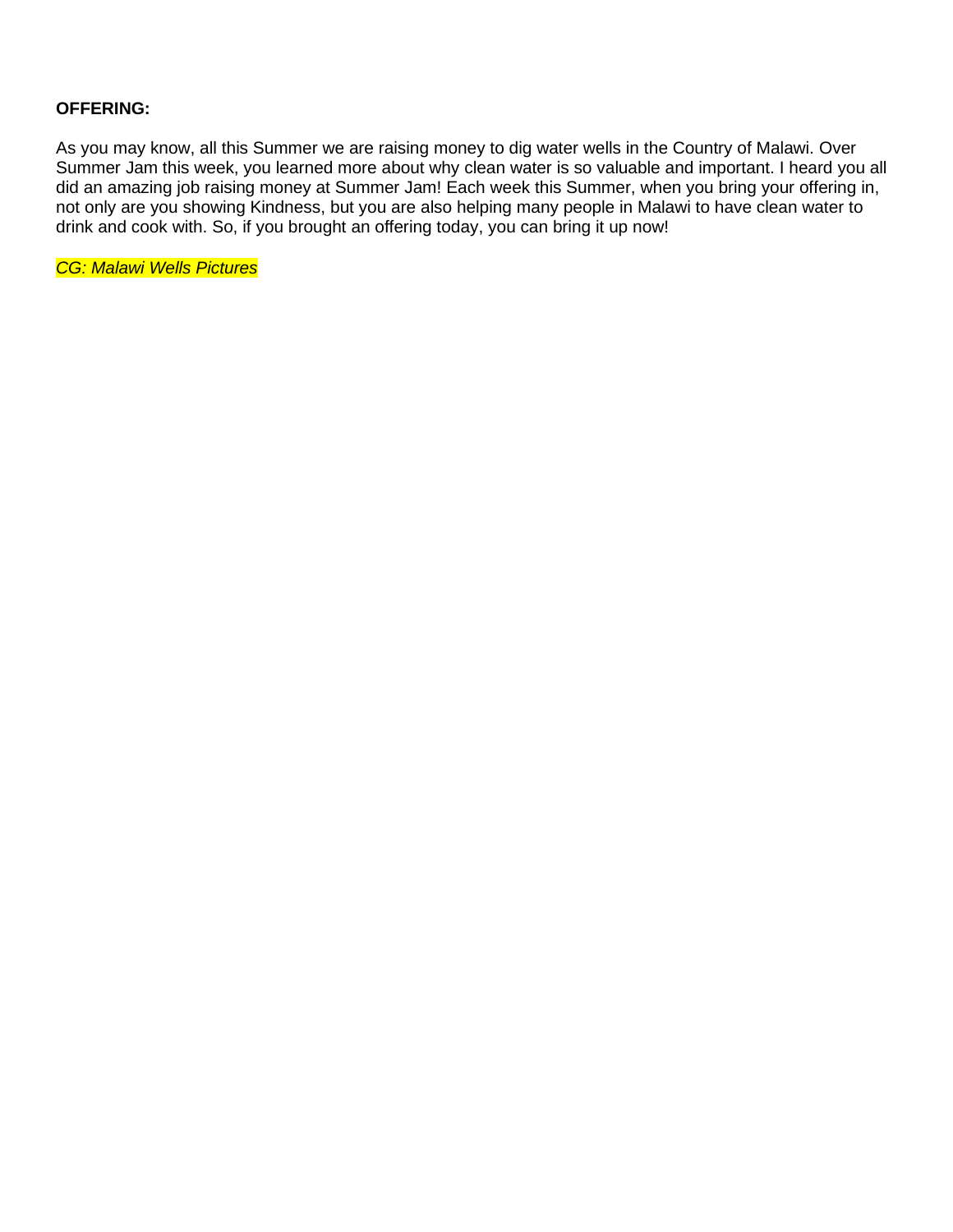**OFFERING:**

As you may know, all this Summer we are raising money to dig water wells in the Country of Malawi. Over Summer Jam this week, you learned more about why clean water is so valuable and important. I heard you all did an amazing job raising money at Summer Jam! Each week this Summer, when you bring your offering in, not only are you showing Kindness, but you are also helping many people in Malawi to have clean water to drink and cook with. So, if you brought an offering today, you can bring it up now!

*CG: Malawi Wells Pictures*